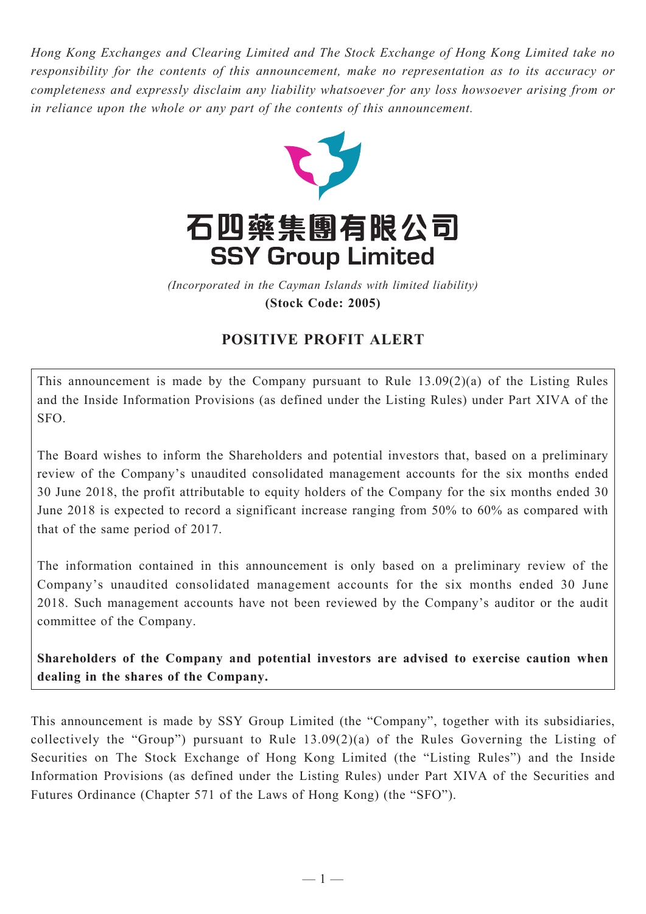*Hong Kong Exchanges and Clearing Limited and The Stock Exchange of Hong Kong Limited take no responsibility for the contents of this announcement, make no representation as to its accuracy or completeness and expressly disclaim any liability whatsoever for any loss howsoever arising from or in reliance upon the whole or any part of the contents of this announcement.*

# 石四藥集團有限公司
# SSY Group Limited

*(Incorporated in the Cayman Islands with limited liability)*

**(Stock Code: 2005)**

## POSITIVE PROFIT ALERT

This announcement is made by the Company pursuant to Rule 13.09(2)(a) of the Listing Rules and the Inside Information Provisions (as defined under the Listing Rules) under Part XIVA of the SFO.

The Board wishes to inform the Shareholders and potential investors that, based on a preliminary review of the Company's unaudited consolidated management accounts for the six months ended 30 June 2018, the profit attributable to equity holders of the Company for the six months ended 30 June 2018 is expected to record a significant increase ranging from 50% to 60% as compared with that of the same period of 2017.

The information contained in this announcement is only based on a preliminary review of the Company's unaudited consolidated management accounts for the six months ended 30 June 2018. Such management accounts have not been reviewed by the Company's auditor or the audit committee of the Company.

**Shareholders of the Company and potential investors are advised to exercise caution when dealing in the shares of the Company.**

This announcement is made by SSY Group Limited (the "Company", together with its subsidiaries, collectively the "Group") pursuant to Rule 13.09(2)(a) of the Rules Governing the Listing of Securities on The Stock Exchange of Hong Kong Limited (the "Listing Rules") and the Inside Information Provisions (as defined under the Listing Rules) under Part XIVA of the Securities and Futures Ordinance (Chapter 571 of the Laws of Hong Kong) (the "SFO").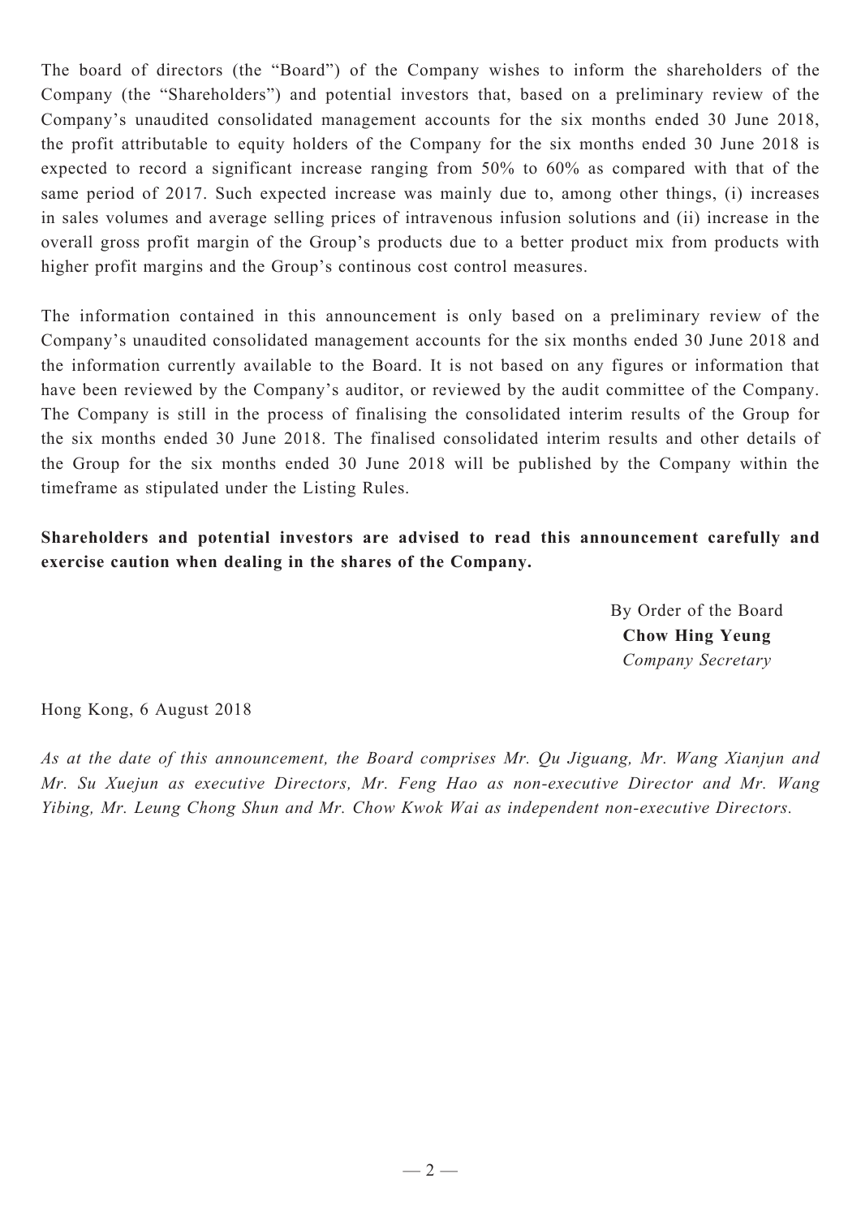The board of directors (the "Board") of the Company wishes to inform the shareholders of the Company (the "Shareholders") and potential investors that, based on a preliminary review of the Company's unaudited consolidated management accounts for the six months ended 30 June 2018, the profit attributable to equity holders of the Company for the six months ended 30 June 2018 is expected to record a significant increase ranging from 50% to 60% as compared with that of the same period of 2017. Such expected increase was mainly due to, among other things, (i) increases in sales volumes and average selling prices of intravenous infusion solutions and (ii) increase in the overall gross profit margin of the Group's products due to a better product mix from products with higher profit margins and the Group's continous cost control measures.

The information contained in this announcement is only based on a preliminary review of the Company's unaudited consolidated management accounts for the six months ended 30 June 2018 and the information currently available to the Board. It is not based on any figures or information that have been reviewed by the Company's auditor, or reviewed by the audit committee of the Company. The Company is still in the process of finalising the consolidated interim results of the Group for the six months ended 30 June 2018. The finalised consolidated interim results and other details of the Group for the six months ended 30 June 2018 will be published by the Company within the timeframe as stipulated under the Listing Rules.

**Shareholders and potential investors are advised to read this announcement carefully and exercise caution when dealing in the shares of the Company.**

By Order of the Board
**Chow Hing Yeung**
*Company Secretary*

Hong Kong, 6 August 2018

*As at the date of this announcement, the Board comprises Mr. Qu Jiguang, Mr. Wang Xianjun and Mr. Su Xuejun as executive Directors, Mr. Feng Hao as non-executive Director and Mr. Wang Yibing, Mr. Leung Chong Shun and Mr. Chow Kwok Wai as independent non-executive Directors.*